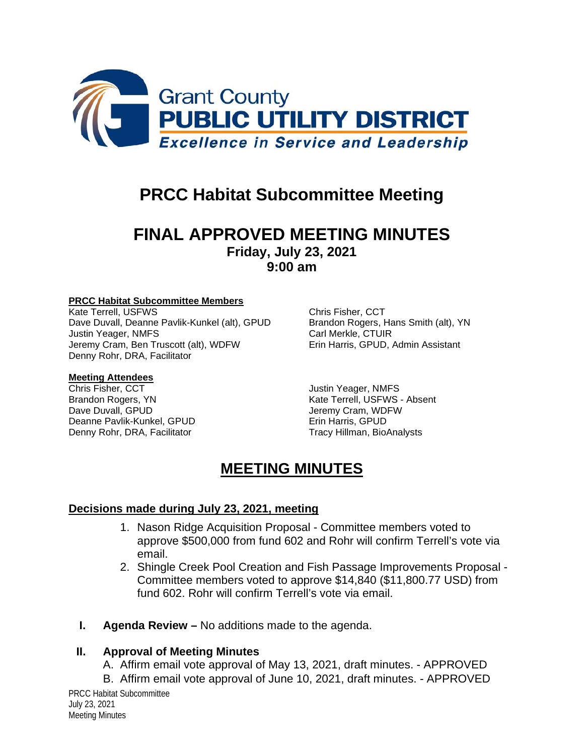Grant County
**PUBLIC UTILITY DISTRICT**
*Excellence in Service and Leadership*

# PRCC Habitat Subcommittee Meeting

# FINAL APPROVED MEETING MINUTES

**Friday, July 23, 2021**
**9:00 am**

**PRCC Habitat Subcommittee Members**

Kate Terrell, USFWS
Dave Duvall, Deanne Pavlik-Kunkel (alt), GPUD
Justin Yeager, NMFS
Jeremy Cram, Ben Truscott (alt), WDFW
Denny Rohr, DRA, Facilitator
Chris Fisher, CCT
Brandon Rogers, Hans Smith (alt), YN
Carl Merkle, CTUIR
Erin Harris, GPUD, Admin Assistant

**Meeting Attendees**

Chris Fisher, CCT
Brandon Rogers, YN
Dave Duvall, GPUD
Deanne Pavlik-Kunkel, GPUD
Denny Rohr, DRA, Facilitator
Justin Yeager, NMFS
Kate Terrell, USFWS - Absent
Jeremy Cram, WDFW
Erin Harris, GPUD
Tracy Hillman, BioAnalysts

## MEETING MINUTES

### Decisions made during July 23, 2021, meeting

1. Nason Ridge Acquisition Proposal - Committee members voted to approve $500,000 from fund 602 and Rohr will confirm Terrell's vote via email.
2. Shingle Creek Pool Creation and Fish Passage Improvements Proposal - Committee members voted to approve $14,840 ($11,800.77 USD) from fund 602. Rohr will confirm Terrell's vote via email.

**I. Agenda Review –** No additions made to the agenda.

**II. Approval of Meeting Minutes**

A. Affirm email vote approval of May 13, 2021, draft minutes. - APPROVED
B. Affirm email vote approval of June 10, 2021, draft minutes. - APPROVED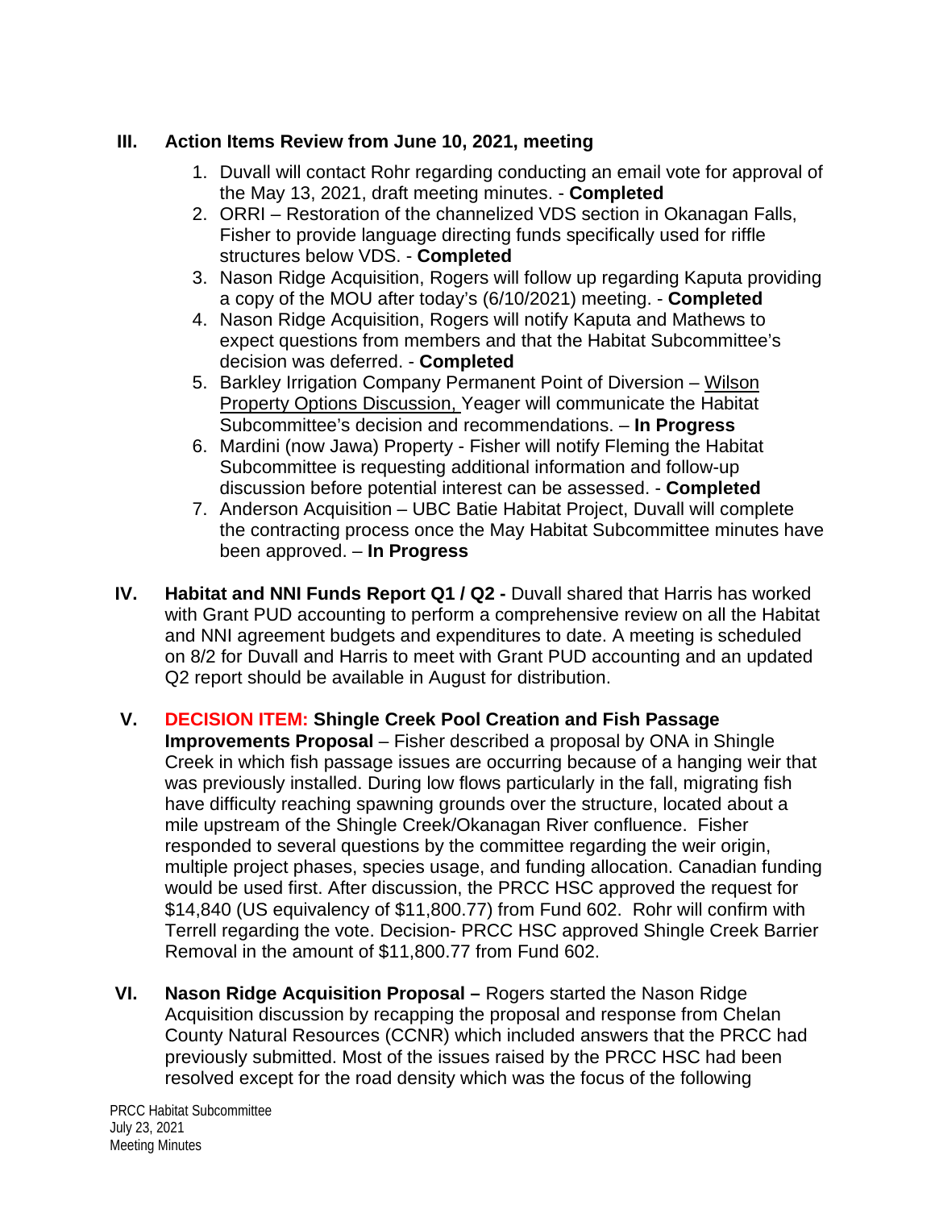## III. Action Items Review from June 10, 2021, meeting

1. Duvall will contact Rohr regarding conducting an email vote for approval of the May 13, 2021, draft meeting minutes. - **Completed**
2. ORRI – Restoration of the channelized VDS section in Okanagan Falls, Fisher to provide language directing funds specifically used for riffle structures below VDS. - **Completed**
3. Nason Ridge Acquisition, Rogers will follow up regarding Kaputa providing a copy of the MOU after today's (6/10/2021) meeting. - **Completed**
4. Nason Ridge Acquisition, Rogers will notify Kaputa and Mathews to expect questions from members and that the Habitat Subcommittee's decision was deferred. - **Completed**
5. Barkley Irrigation Company Permanent Point of Diversion – Wilson Property Options Discussion, Yeager will communicate the Habitat Subcommittee's decision and recommendations. – **In Progress**
6. Mardini (now Jawa) Property - Fisher will notify Fleming the Habitat Subcommittee is requesting additional information and follow-up discussion before potential interest can be assessed. - **Completed**
7. Anderson Acquisition – UBC Batie Habitat Project, Duvall will complete the contracting process once the May Habitat Subcommittee minutes have been approved. – **In Progress**

## IV. Habitat and NNI Funds Report Q1 / Q2

**Habitat and NNI Funds Report Q1 / Q2 -** Duvall shared that Harris has worked with Grant PUD accounting to perform a comprehensive review on all the Habitat and NNI agreement budgets and expenditures to date. A meeting is scheduled on 8/2 for Duvall and Harris to meet with Grant PUD accounting and an updated Q2 report should be available in August for distribution.

## V. DECISION ITEM: Shingle Creek Pool Creation and Fish Passage Improvements Proposal

**DECISION ITEM: Shingle Creek Pool Creation and Fish Passage Improvements Proposal** – Fisher described a proposal by ONA in Shingle Creek in which fish passage issues are occurring because of a hanging weir that was previously installed. During low flows particularly in the fall, migrating fish have difficulty reaching spawning grounds over the structure, located about a mile upstream of the Shingle Creek/Okanagan River confluence. Fisher responded to several questions by the committee regarding the weir origin, multiple project phases, species usage, and funding allocation. Canadian funding would be used first. After discussion, the PRCC HSC approved the request for $14,840 (US equivalency of $11,800.77) from Fund 602. Rohr will confirm with Terrell regarding the vote. Decision- PRCC HSC approved Shingle Creek Barrier Removal in the amount of $11,800.77 from Fund 602.

## VI. Nason Ridge Acquisition Proposal

**Nason Ridge Acquisition Proposal –** Rogers started the Nason Ridge Acquisition discussion by recapping the proposal and response from Chelan County Natural Resources (CCNR) which included answers that the PRCC had previously submitted. Most of the issues raised by the PRCC HSC had been resolved except for the road density which was the focus of the following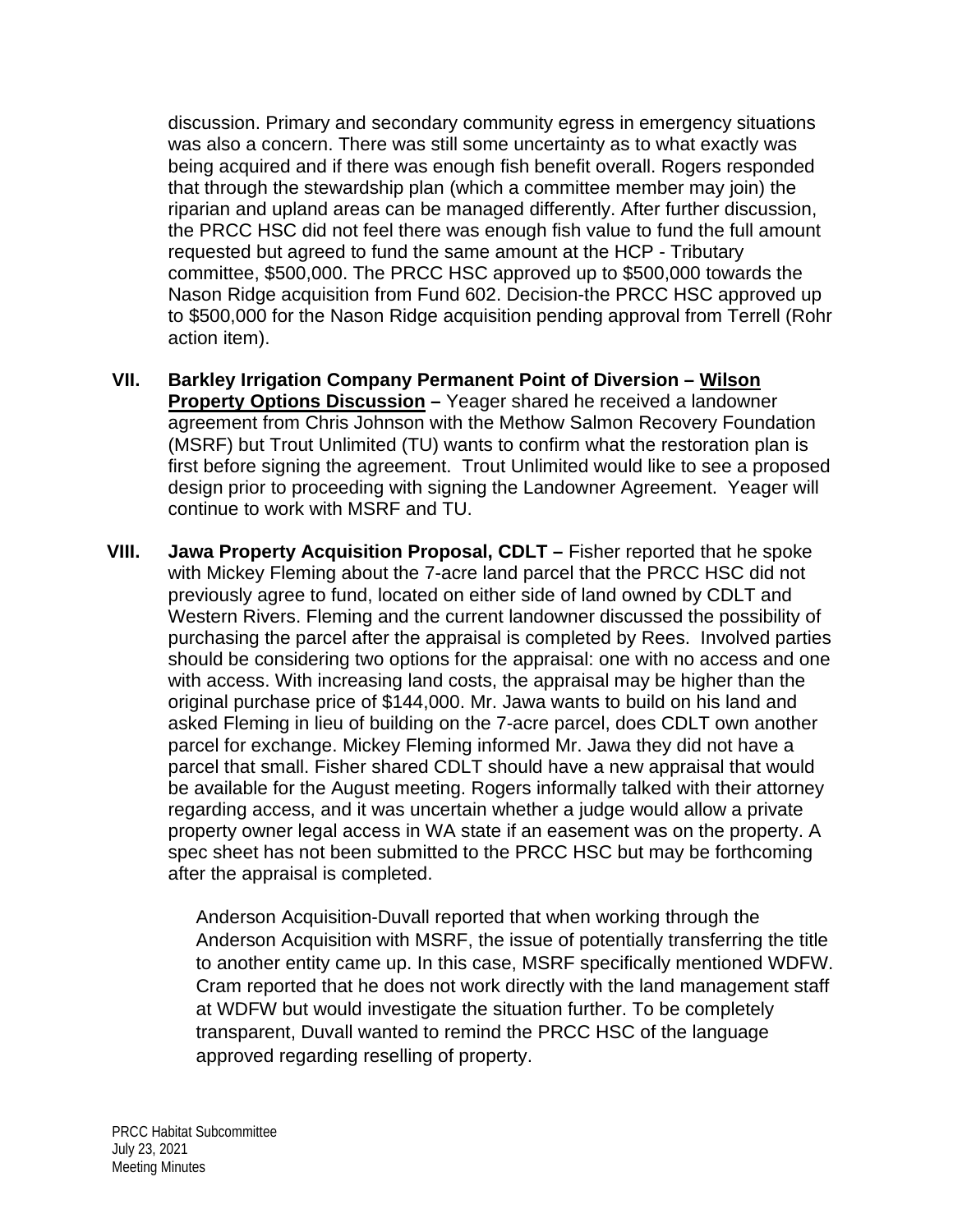discussion. Primary and secondary community egress in emergency situations was also a concern. There was still some uncertainty as to what exactly was being acquired and if there was enough fish benefit overall. Rogers responded that through the stewardship plan (which a committee member may join) the riparian and upland areas can be managed differently. After further discussion, the PRCC HSC did not feel there was enough fish value to fund the full amount requested but agreed to fund the same amount at the HCP - Tributary committee, $500,000. The PRCC HSC approved up to $500,000 towards the Nason Ridge acquisition from Fund 602. Decision-the PRCC HSC approved up to $500,000 for the Nason Ridge acquisition pending approval from Terrell (Rohr action item).

VII. **Barkley Irrigation Company Permanent Point of Diversion – Wilson Property Options Discussion –** Yeager shared he received a landowner agreement from Chris Johnson with the Methow Salmon Recovery Foundation (MSRF) but Trout Unlimited (TU) wants to confirm what the restoration plan is first before signing the agreement. Trout Unlimited would like to see a proposed design prior to proceeding with signing the Landowner Agreement. Yeager will continue to work with MSRF and TU.

VIII. **Jawa Property Acquisition Proposal, CDLT –** Fisher reported that he spoke with Mickey Fleming about the 7-acre land parcel that the PRCC HSC did not previously agree to fund, located on either side of land owned by CDLT and Western Rivers. Fleming and the current landowner discussed the possibility of purchasing the parcel after the appraisal is completed by Rees. Involved parties should be considering two options for the appraisal: one with no access and one with access. With increasing land costs, the appraisal may be higher than the original purchase price of $144,000. Mr. Jawa wants to build on his land and asked Fleming in lieu of building on the 7-acre parcel, does CDLT own another parcel for exchange. Mickey Fleming informed Mr. Jawa they did not have a parcel that small. Fisher shared CDLT should have a new appraisal that would be available for the August meeting. Rogers informally talked with their attorney regarding access, and it was uncertain whether a judge would allow a private property owner legal access in WA state if an easement was on the property. A spec sheet has not been submitted to the PRCC HSC but may be forthcoming after the appraisal is completed.

Anderson Acquisition-Duvall reported that when working through the Anderson Acquisition with MSRF, the issue of potentially transferring the title to another entity came up. In this case, MSRF specifically mentioned WDFW. Cram reported that he does not work directly with the land management staff at WDFW but would investigate the situation further. To be completely transparent, Duvall wanted to remind the PRCC HSC of the language approved regarding reselling of property.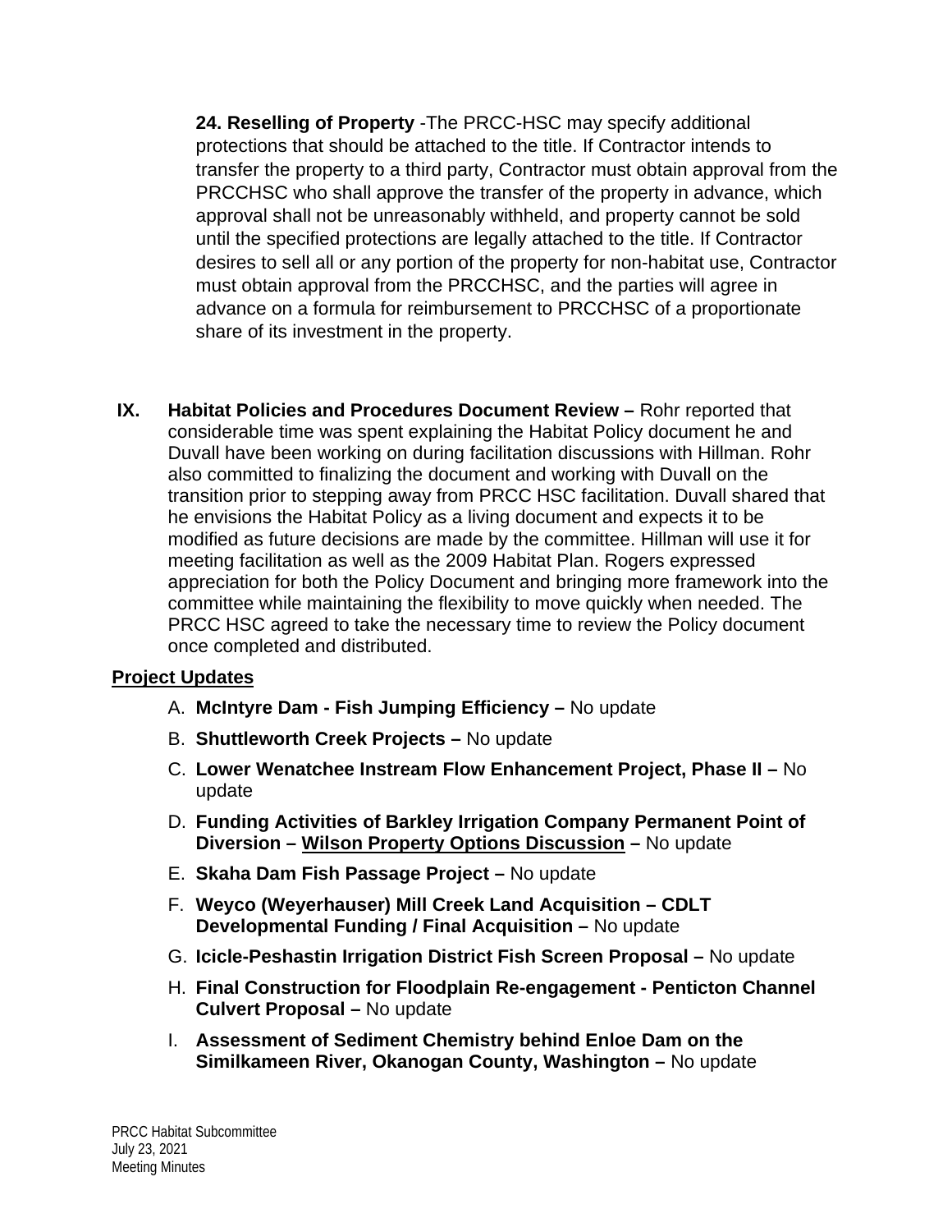**24. Reselling of Property** -The PRCC-HSC may specify additional protections that should be attached to the title. If Contractor intends to transfer the property to a third party, Contractor must obtain approval from the PRCCHSC who shall approve the transfer of the property in advance, which approval shall not be unreasonably withheld, and property cannot be sold until the specified protections are legally attached to the title. If Contractor desires to sell all or any portion of the property for non-habitat use, Contractor must obtain approval from the PRCCHSC, and the parties will agree in advance on a formula for reimbursement to PRCCHSC of a proportionate share of its investment in the property.

**IX. Habitat Policies and Procedures Document Review –** Rohr reported that considerable time was spent explaining the Habitat Policy document he and Duvall have been working on during facilitation discussions with Hillman. Rohr also committed to finalizing the document and working with Duvall on the transition prior to stepping away from PRCC HSC facilitation. Duvall shared that he envisions the Habitat Policy as a living document and expects it to be modified as future decisions are made by the committee. Hillman will use it for meeting facilitation as well as the 2009 Habitat Plan. Rogers expressed appreciation for both the Policy Document and bringing more framework into the committee while maintaining the flexibility to move quickly when needed. The PRCC HSC agreed to take the necessary time to review the Policy document once completed and distributed.

**Project Updates**

A. **McIntyre Dam - Fish Jumping Efficiency –** No update
B. **Shuttleworth Creek Projects –** No update
C. **Lower Wenatchee Instream Flow Enhancement Project, Phase II –** No update
D. **Funding Activities of Barkley Irrigation Company Permanent Point of Diversion – Wilson Property Options Discussion –** No update
E. **Skaha Dam Fish Passage Project –** No update
F. **Weyco (Weyerhauser) Mill Creek Land Acquisition – CDLT Developmental Funding / Final Acquisition –** No update
G. **Icicle-Peshastin Irrigation District Fish Screen Proposal –** No update
H. **Final Construction for Floodplain Re-engagement - Penticton Channel Culvert Proposal –** No update
I. **Assessment of Sediment Chemistry behind Enloe Dam on the Similkameen River, Okanogan County, Washington –** No update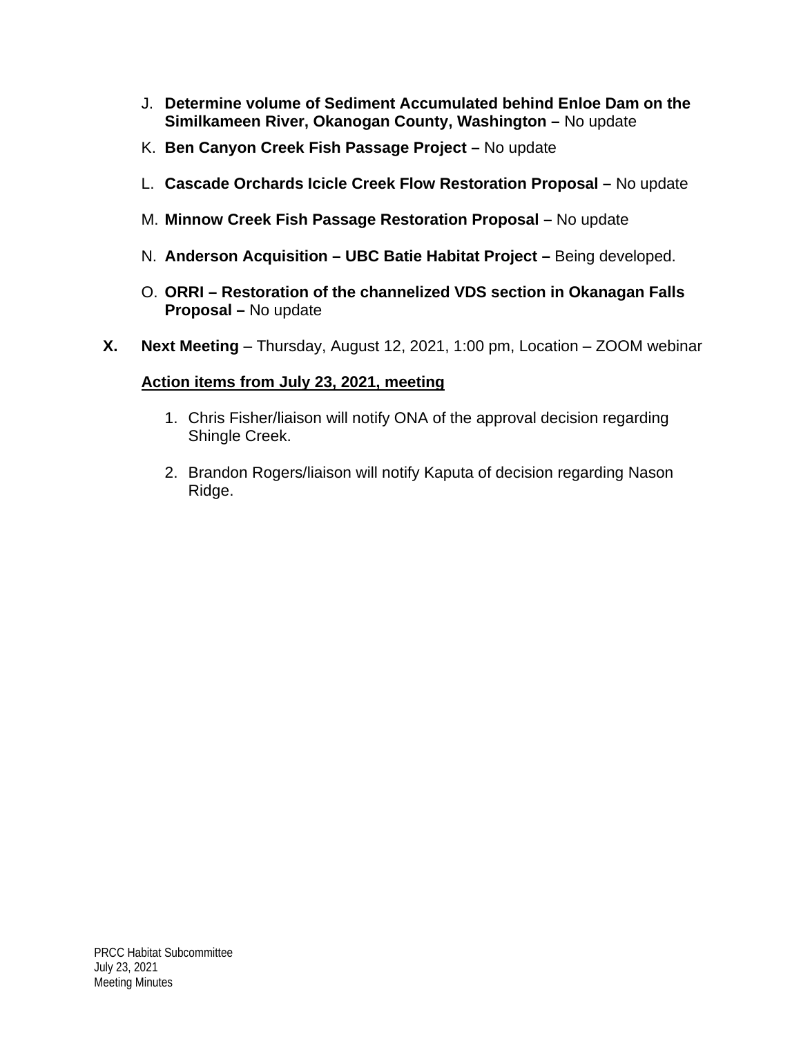J. **Determine volume of Sediment Accumulated behind Enloe Dam on the Similkameen River, Okanogan County, Washington –** No update

K. **Ben Canyon Creek Fish Passage Project –** No update

L. **Cascade Orchards Icicle Creek Flow Restoration Proposal –** No update

M. **Minnow Creek Fish Passage Restoration Proposal –** No update

N. **Anderson Acquisition – UBC Batie Habitat Project –** Being developed.

O. **ORRI – Restoration of the channelized VDS section in Okanagan Falls Proposal –** No update

**X. Next Meeting** – Thursday, August 12, 2021, 1:00 pm, Location – ZOOM webinar

**Action items from July 23, 2021, meeting**

1. Chris Fisher/liaison will notify ONA of the approval decision regarding Shingle Creek.

2. Brandon Rogers/liaison will notify Kaputa of decision regarding Nason Ridge.